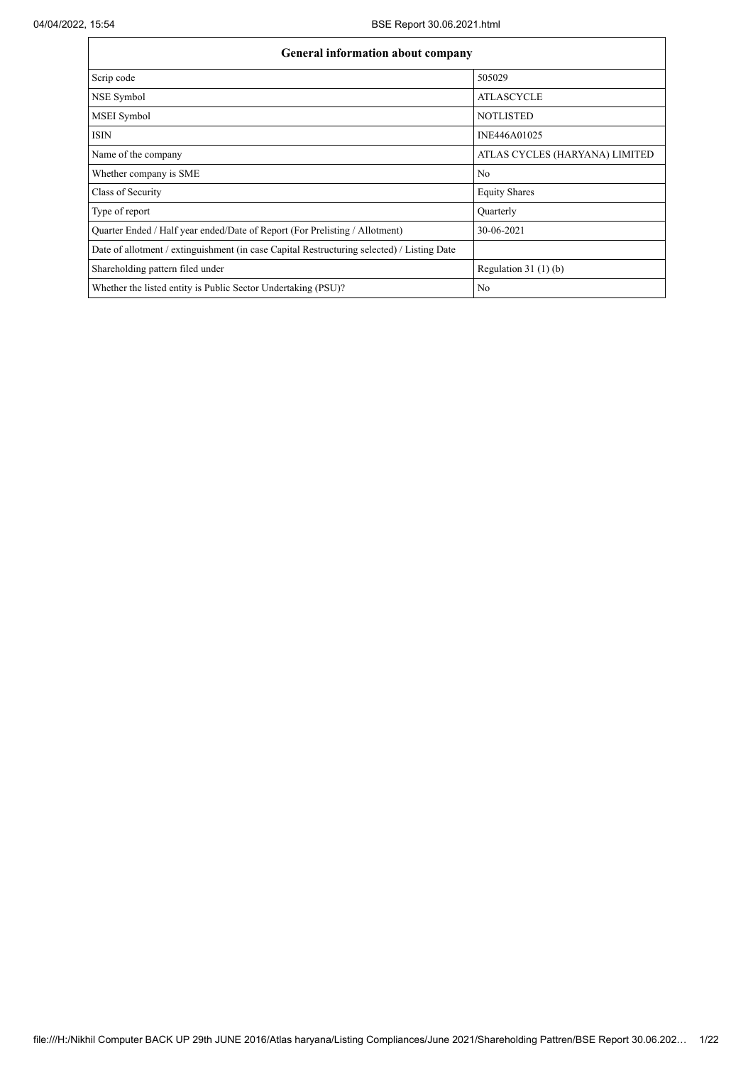| General information about company | |
|---|---|
| Scrip code | 505029 |
| NSE Symbol | ATLASCYCLE |
| MSEI Symbol | NOTLISTED |
| ISIN | INE446A01025 |
| Name of the company | ATLAS CYCLES (HARYANA) LIMITED |
| Whether company is SME | No |
| Class of Security | Equity Shares |
| Type of report | Quarterly |
| Quarter Ended / Half year ended/Date of Report (For Prelisting / Allotment) | 30-06-2021 |
| Date of allotment / extinguishment (in case Capital Restructuring selected) / Listing Date | |
| Shareholding pattern filed under | Regulation 31 (1) (b) |
| Whether the listed entity is Public Sector Undertaking (PSU)? | No |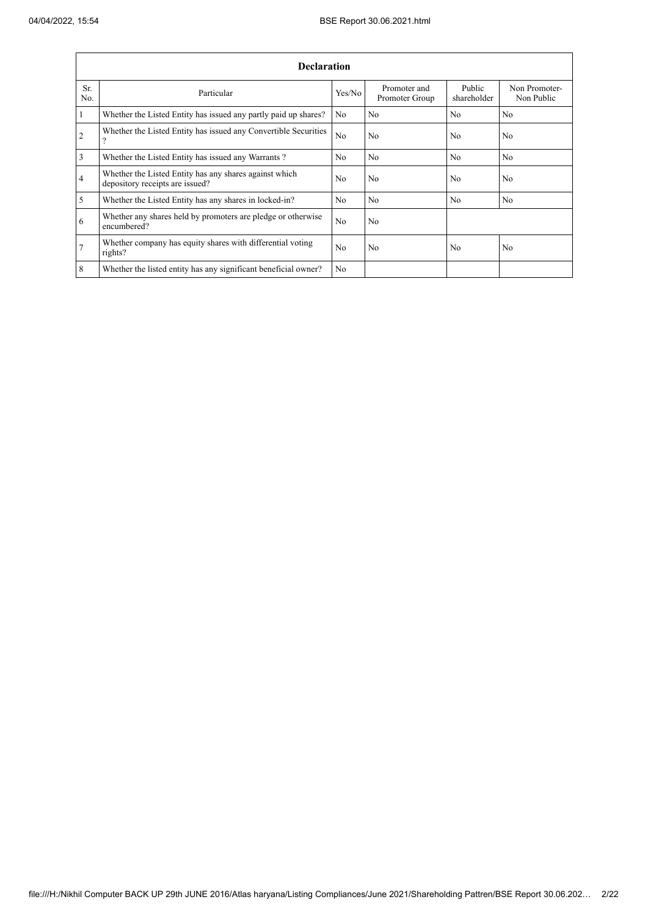| Declaration | | | | | |
|---|---|---|---|---|---|
| Sr. No. | Particular | Yes/No | Promoter and Promoter Group | Public shareholder | Non Promoter- Non Public |
| 1 | Whether the Listed Entity has issued any partly paid up shares? | No | No | No | No |
| 2 | Whether the Listed Entity has issued any Convertible Securities ? | No | No | No | No |
| 3 | Whether the Listed Entity has issued any Warrants ? | No | No | No | No |
| 4 | Whether the Listed Entity has any shares against which depository receipts are issued? | No | No | No | No |
| 5 | Whether the Listed Entity has any shares in locked-in? | No | No | No | No |
| 6 | Whether any shares held by promoters are pledge or otherwise encumbered? | No | No | | |
| 7 | Whether company has equity shares with differential voting rights? | No | No | No | No |
| 8 | Whether the listed entity has any significant beneficial owner? | No | | | |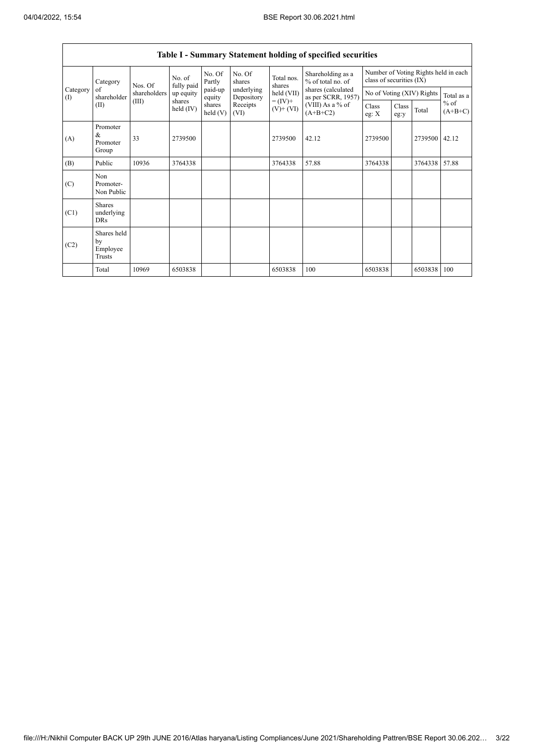## Table I - Summary Statement holding of specified securities

| Category (I) | Category of shareholder (II) | Nos. Of shareholders (III) | No. of fully paid up equity shares held (IV) | No. Of Partly paid-up equity shares held (V) | No. Of shares underlying Depository Receipts (VI) | Total nos. shares held (VII) = (IV)+ (V)+ (VI) | Shareholding as a % of total no. of shares (calculated as per SCRR, 1957) (VIII) As a % of (A+B+C2) | Number of Voting Rights held in each class of securities (IX) | | | |
|---|---|---|---|---|---|---|---|---|---|---|---|
| | | | | | | | | No of Voting (XIV) Rights | | | Total as a % of (A+B+C) |
| | | | | | | | | Class eg: X | Class eg:y | Total | |
| (A) | Promoter & Promoter Group | 33 | 2739500 | | | 2739500 | 42.12 | 2739500 | | 2739500 | 42.12 |
| (B) | Public | 10936 | 3764338 | | | 3764338 | 57.88 | 3764338 | | 3764338 | 57.88 |
| (C) | Non Promoter- Non Public | | | | | | | | | | |
| (C1) | Shares underlying DRs | | | | | | | | | | |
| (C2) | Shares held by Employee Trusts | | | | | | | | | | |
| | Total | 10969 | 6503838 | | | 6503838 | 100 | 6503838 | | 6503838 | 100 |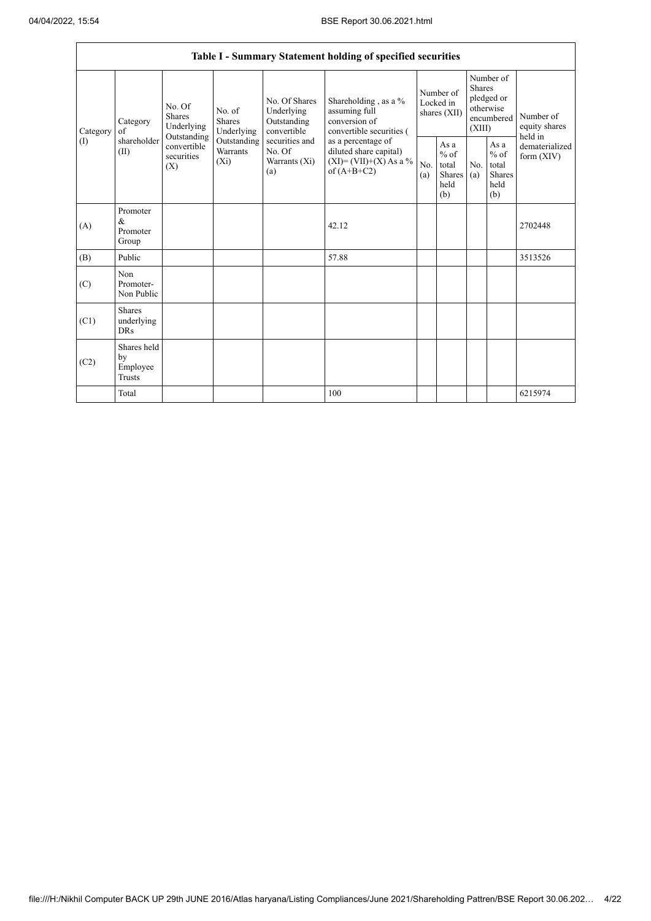| Table I - Summary Statement holding of specified securities | | | | | | | | | | | |
|---|---|---|---|---|---|---|---|---|---|---|---|
| Category (I) | Category of shareholder (II) | No. Of Shares Underlying Outstanding convertible securities (X) | No. of Shares Underlying Outstanding Warrants (Xi) | No. Of Shares Underlying Outstanding convertible securities and No. Of Warrants (Xi) (a) | Shareholding , as a % assuming full conversion of convertible securities ( as a percentage of diluted share capital) (XI)= (VII)+(X) As a % of (A+B+C2) | Number of Locked in shares (XII) | | Number of Shares pledged or otherwise encumbered (XIII) | | Number of equity shares held in dematerialized form (XIV) |
| | | | | | | No. (a) | As a % of total Shares held (b) | No. (a) | As a % of total Shares held (b) | |
| (A) | Promoter & Promoter Group | | | | 42.12 | | | | | 2702448 |
| (B) | Public | | | | 57.88 | | | | | 3513526 |
| (C) | Non Promoter- Non Public | | | | | | | | | |
| (C1) | Shares underlying DRs | | | | | | | | | |
| (C2) | Shares held by Employee Trusts | | | | | | | | | |
| | Total | | | | 100 | | | | | 6215974 |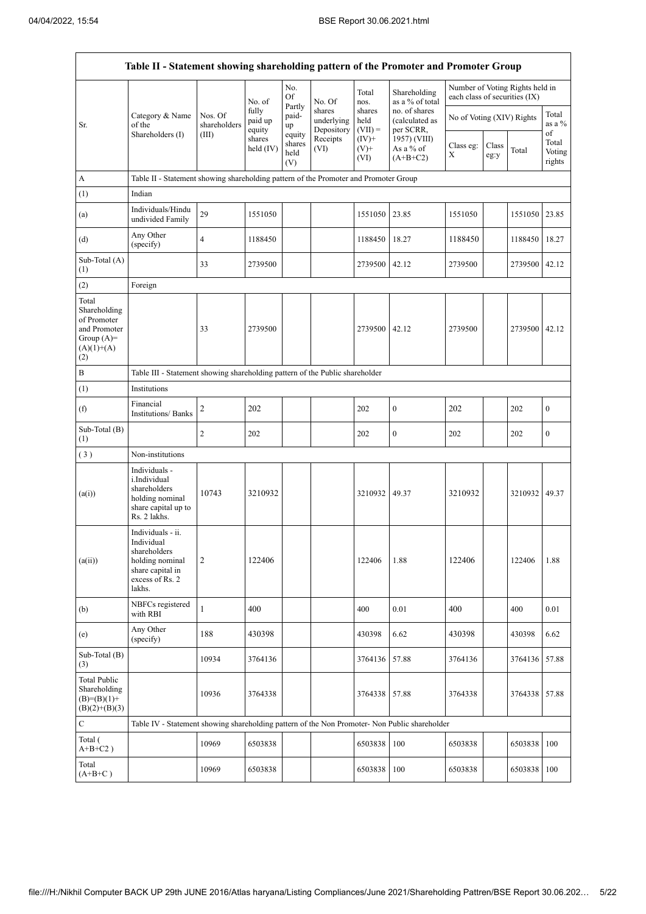| Table II - Statement showing shareholding pattern of the Promoter and Promoter Group | | | | | | | | | | | | |
|---|---|---|---|---|---|---|---|---|---|---|---|---|
| Sr. | Category & Name of the Shareholders (I) | Nos. Of shareholders (III) | No. of fully paid up equity shares held (IV) | No. Of Partly paid-up equity shares held (V) | No. Of shares underlying Depository Receipts (VI) | Total nos. shares held (VII) = (IV)+ (V)+ (VI) | Shareholding as a % of total no. of shares (calculated as per SCRR, 1957) (VIII) As a % of (A+B+C2) | Number of Voting Rights held in each class of securities (IX) | | | |
| | | | | | | | | No of Voting (XIV) Rights | | | Total as a % of Total Voting rights |
| | | | | | | | | Class eg: X | Class eg:y | Total | |
| A | Table II - Statement showing shareholding pattern of the Promoter and Promoter Group | | | | | | | | | | |
| (1) | Indian | | | | | | | | | | |
| (a) | Individuals/Hindu undivided Family | 29 | 1551050 | | | 1551050 | 23.85 | 1551050 | | 1551050 | 23.85 |
| (d) | Any Other (specify) | 4 | 1188450 | | | 1188450 | 18.27 | 1188450 | | 1188450 | 18.27 |
| Sub-Total (A) (1) | | 33 | 2739500 | | | 2739500 | 42.12 | 2739500 | | 2739500 | 42.12 |
| (2) | Foreign | | | | | | | | | | |
| Total Shareholding of Promoter and Promoter Group (A)= (A)(1)+(A)(2) | | 33 | 2739500 | | | 2739500 | 42.12 | 2739500 | | 2739500 | 42.12 |
| B | Table III - Statement showing shareholding pattern of the Public shareholder | | | | | | | | | | |
| (1) | Institutions | | | | | | | | | | |
| (f) | Financial Institutions/ Banks | 2 | 202 | | | 202 | 0 | 202 | | 202 | 0 |
| Sub-Total (B) (1) | | 2 | 202 | | | 202 | 0 | 202 | | 202 | 0 |
| (3) | Non-institutions | | | | | | | | | | |
| (a(i)) | Individuals - i.Individual shareholders holding nominal share capital up to Rs. 2 lakhs. | 10743 | 3210932 | | | 3210932 | 49.37 | 3210932 | | 3210932 | 49.37 |
| (a(ii)) | Individuals - ii. Individual shareholders holding nominal share capital in excess of Rs. 2 lakhs. | 2 | 122406 | | | 122406 | 1.88 | 122406 | | 122406 | 1.88 |
| (b) | NBFCs registered with RBI | 1 | 400 | | | 400 | 0.01 | 400 | | 400 | 0.01 |
| (e) | Any Other (specify) | 188 | 430398 | | | 430398 | 6.62 | 430398 | | 430398 | 6.62 |
| Sub-Total (B) (3) | | 10934 | 3764136 | | | 3764136 | 57.88 | 3764136 | | 3764136 | 57.88 |
| Total Public Shareholding (B)=(B)(1)+(B)(2)+(B)(3) | | 10936 | 3764338 | | | 3764338 | 57.88 | 3764338 | | 3764338 | 57.88 |
| C | Table IV - Statement showing shareholding pattern of the Non Promoter- Non Public shareholder | | | | | | | | | | |
| Total ( A+B+C2 ) | | 10969 | 6503838 | | | 6503838 | 100 | 6503838 | | 6503838 | 100 |
| Total (A+B+C ) | | 10969 | 6503838 | | | 6503838 | 100 | 6503838 | | 6503838 | 100 |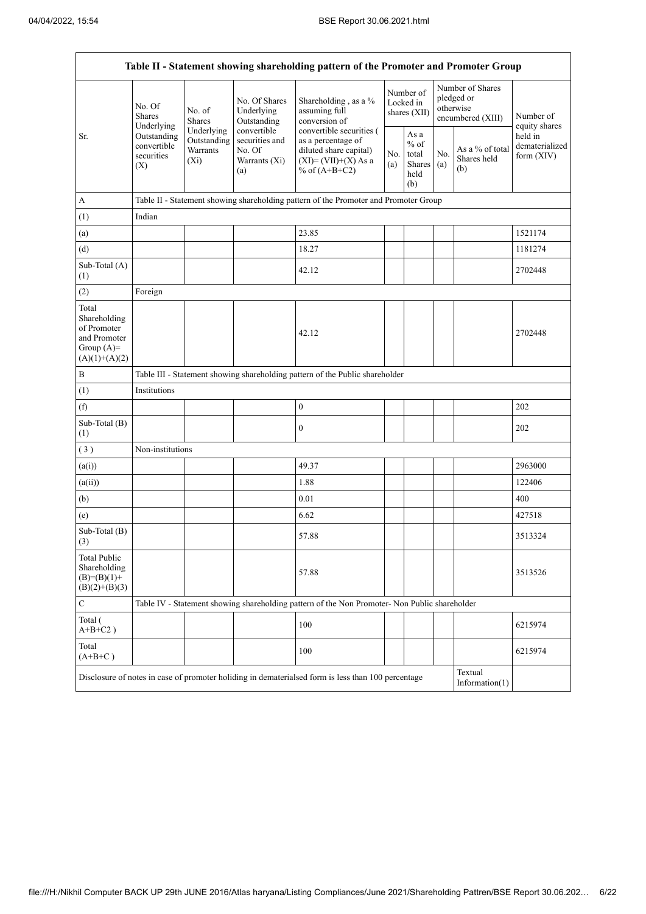| Table II - Statement showing shareholding pattern of the Promoter and Promoter Group | | | | | | | | | |
|---|---|---|---|---|---|---|---|---|---|
| Sr. | No. Of Shares Underlying Outstanding convertible securities (X) | No. of Shares Underlying Outstanding Warrants (Xi) | No. Of Shares Underlying Outstanding convertible securities and No. Of Warrants (Xi) (a) | Shareholding , as a % assuming full conversion of convertible securities ( as a percentage of diluted share capital) (XI)= (VII)+(X) As a % of (A+B+C2) | Number of Locked in shares (XII) | | Number of Shares pledged or otherwise encumbered (XIII) | | Number of equity shares held in dematerialized form (XIV) |
| | | | | | No. (a) | As a % of total Shares held (b) | No. (a) | As a % of total Shares held (b) | |
| A | Table II - Statement showing shareholding pattern of the Promoter and Promoter Group | | | | | | | | |
| (1) | Indian | | | | | | | | |
| (a) | | | | 23.85 | | | | | 1521174 |
| (d) | | | | 18.27 | | | | | 1181274 |
| Sub-Total (A) (1) | | | | 42.12 | | | | | 2702448 |
| (2) | Foreign | | | | | | | | |
| Total Shareholding of Promoter and Promoter Group (A)= (A)(1)+(A)(2) | | | | 42.12 | | | | | 2702448 |
| B | Table III - Statement showing shareholding pattern of the Public shareholder | | | | | | | | |
| (1) | Institutions | | | | | | | | |
| (f) | | | | 0 | | | | | 202 |
| Sub-Total (B) (1) | | | | 0 | | | | | 202 |
| ( 3 ) | Non-institutions | | | | | | | | |
| (a(i)) | | | | 49.37 | | | | | 2963000 |
| (a(ii)) | | | | 1.88 | | | | | 122406 |
| (b) | | | | 0.01 | | | | | 400 |
| (e) | | | | 6.62 | | | | | 427518 |
| Sub-Total (B) (3) | | | | 57.88 | | | | | 3513324 |
| Total Public Shareholding (B)=(B)(1)+ (B)(2)+(B)(3) | | | | 57.88 | | | | | 3513526 |
| C | Table IV - Statement showing shareholding pattern of the Non Promoter- Non Public shareholder | | | | | | | | |
| Total ( A+B+C2 ) | | | | 100 | | | | | 6215974 |
| Total (A+B+C ) | | | | 100 | | | | | 6215974 |
| Disclosure of notes in case of promoter holiding in dematerialsed form is less than 100 percentage | | | | | | | | Textual Information(1) | |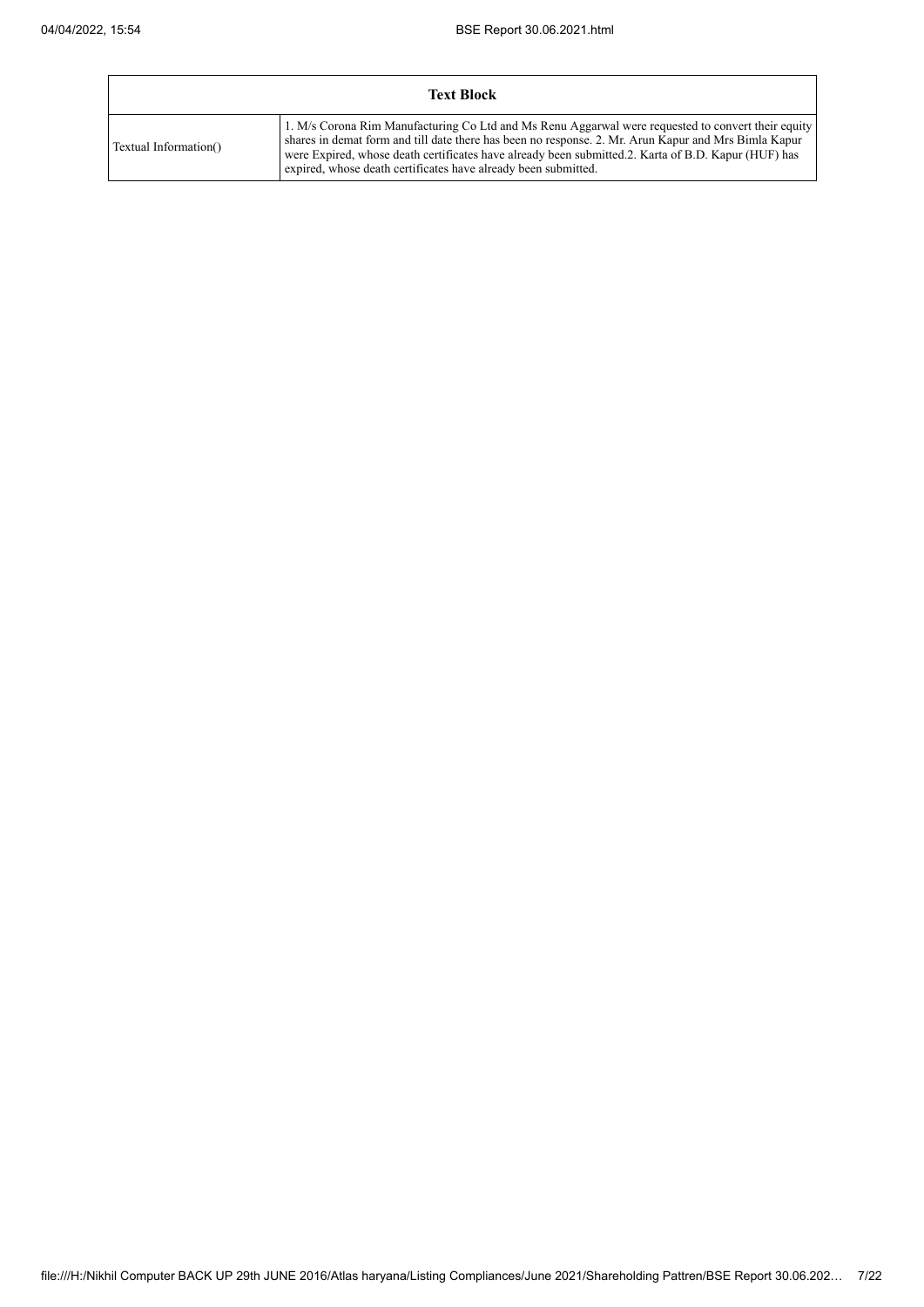| Text Block | |
|---|---|
| Textual Information() | 1. M/s Corona Rim Manufacturing Co Ltd and Ms Renu Aggarwal were requested to convert their equity shares in demat form and till date there has been no response. 2. Mr. Arun Kapur and Mrs Bimla Kapur were Expired, whose death certificates have already been submitted.2. Karta of B.D. Kapur (HUF) has expired, whose death certificates have already been submitted. |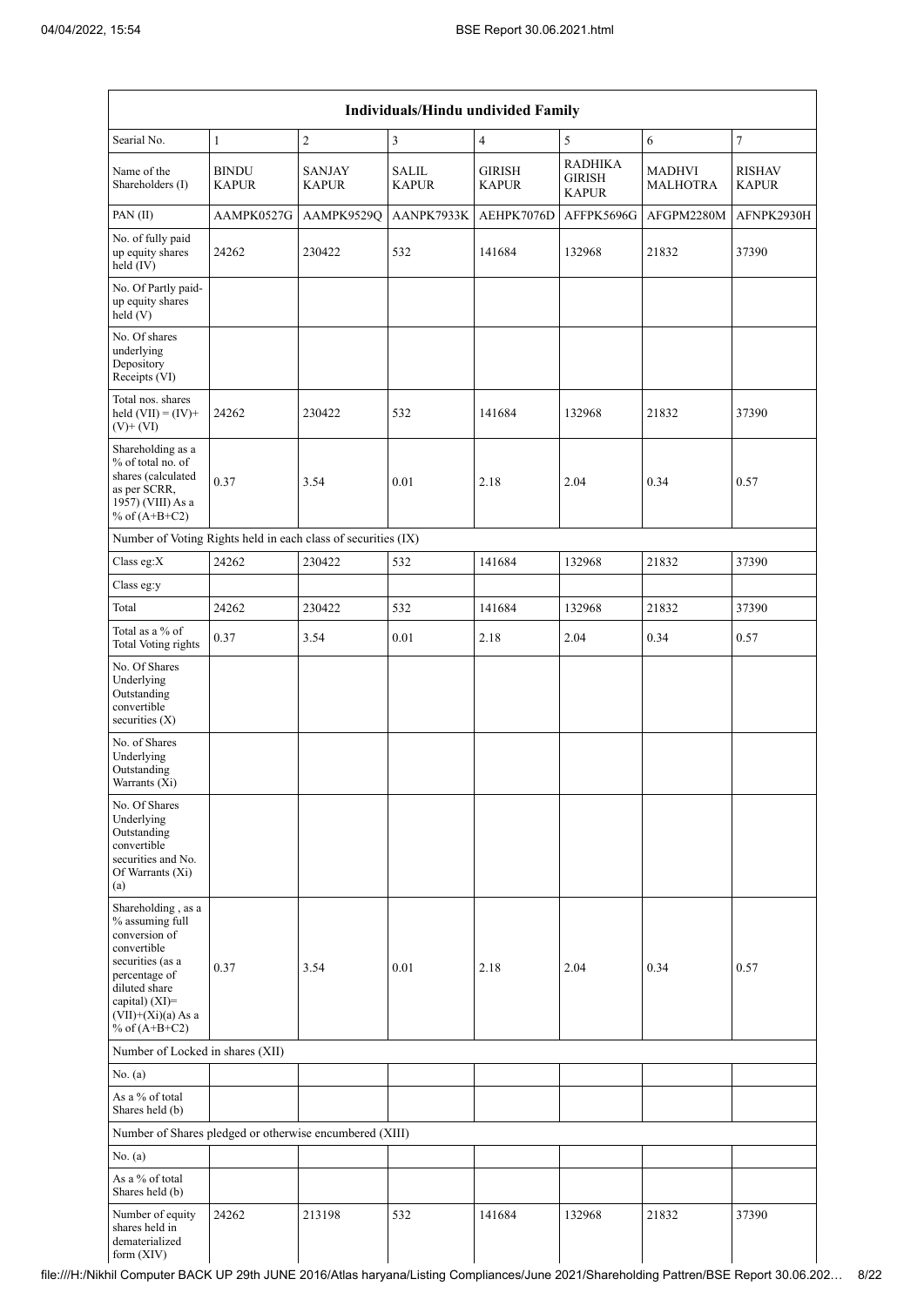| Individuals/Hindu undivided Family | | | | | | | |
|---|---|---|---|---|---|---|---|
| Searial No. | 1 | 2 | 3 | 4 | 5 | 6 | 7 |
| Name of the Shareholders (I) | BINDU KAPUR | SANJAY KAPUR | SALIL KAPUR | GIRISH KAPUR | RADHIKA GIRISH KAPUR | MADHVI MALHOTRA | RISHAV KAPUR |
| PAN (II) | AAMPK0527G | AAMPK9529Q | AANPK7933K | AEHPK7076D | AFFPK5696G | AFGPM2280M | AFNPK2930H |
| No. of fully paid up equity shares held (IV) | 24262 | 230422 | 532 | 141684 | 132968 | 21832 | 37390 |
| No. Of Partly paid-up equity shares held (V) | | | | | | | |
| No. Of shares underlying Depository Receipts (VI) | | | | | | | |
| Total nos. shares held (VII) = (IV)+(V)+ (VI) | 24262 | 230422 | 532 | 141684 | 132968 | 21832 | 37390 |
| Shareholding as a % of total no. of shares (calculated as per SCRR, 1957) (VIII) As a % of (A+B+C2) | 0.37 | 3.54 | 0.01 | 2.18 | 2.04 | 0.34 | 0.57 |
| Number of Voting Rights held in each class of securities (IX) | | | | | | | |
| Class eg:X | 24262 | 230422 | 532 | 141684 | 132968 | 21832 | 37390 |
| Class eg:y | | | | | | | |
| Total | 24262 | 230422 | 532 | 141684 | 132968 | 21832 | 37390 |
| Total as a % of Total Voting rights | 0.37 | 3.54 | 0.01 | 2.18 | 2.04 | 0.34 | 0.57 |
| No. Of Shares Underlying Outstanding convertible securities (X) | | | | | | | |
| No. of Shares Underlying Outstanding Warrants (Xi) | | | | | | | |
| No. Of Shares Underlying Outstanding convertible securities and No. Of Warrants (Xi) (a) | | | | | | | |
| Shareholding , as a % assuming full conversion of convertible securities (as a percentage of diluted share capital) (XI)= (VII)+(Xi)(a) As a % of (A+B+C2) | 0.37 | 3.54 | 0.01 | 2.18 | 2.04 | 0.34 | 0.57 |
| Number of Locked in shares (XII) | | | | | | | |
| No. (a) | | | | | | | |
| As a % of total Shares held (b) | | | | | | | |
| Number of Shares pledged or otherwise encumbered (XIII) | | | | | | | |
| No. (a) | | | | | | | |
| As a % of total Shares held (b) | | | | | | | |
| Number of equity shares held in dematerialized form (XIV) | 24262 | 213198 | 532 | 141684 | 132968 | 21832 | 37390 |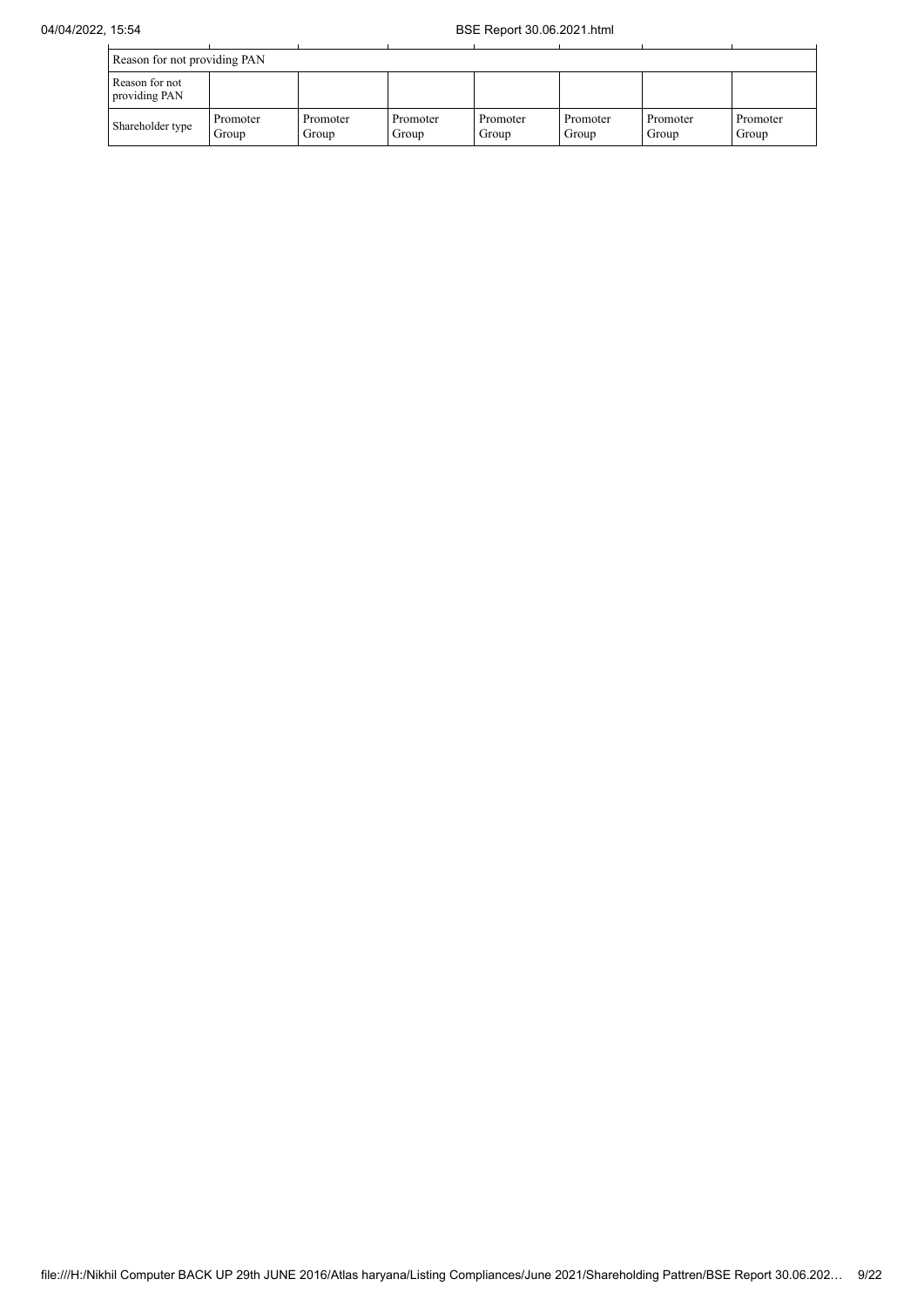| Reason for not providing PAN | | | | | | | |
|---|---|---|---|---|---|---|---|
| Reason for not providing PAN | | | | | | | |
| Shareholder type | Promoter Group | Promoter Group | Promoter Group | Promoter Group | Promoter Group | Promoter Group | Promoter Group |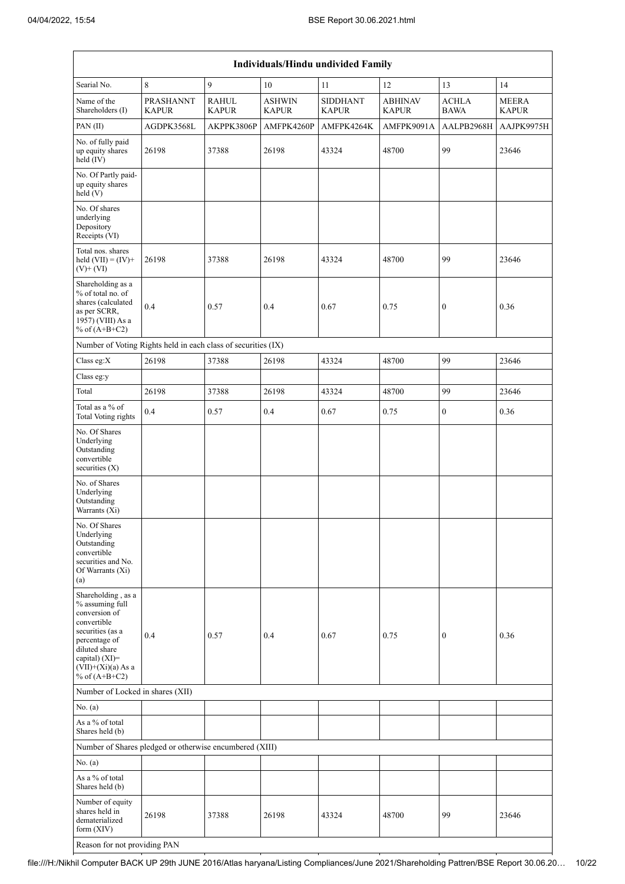| Individuals/Hindu undivided Family | | | | | | | |
|---|---|---|---|---|---|---|---|
| Searial No. | 8 | 9 | 10 | 11 | 12 | 13 | 14 |
| Name of the Shareholders (I) | PRASHANNT KAPUR | RAHUL KAPUR | ASHWIN KAPUR | SIDDHANT KAPUR | ABHINAV KAPUR | ACHLA BAWA | MEERA KAPUR |
| PAN (II) | AGDPK3568L | AKPPK3806P | AMFPK4260P | AMFPK4264K | AMFPK9091A | AALPB2968H | AAJPK9975H |
| No. of fully paid up equity shares held (IV) | 26198 | 37388 | 26198 | 43324 | 48700 | 99 | 23646 |
| No. Of Partly paid-up equity shares held (V) | | | | | | | |
| No. Of shares underlying Depository Receipts (VI) | | | | | | | |
| Total nos. shares held (VII) = (IV)+ (V)+ (VI) | 26198 | 37388 | 26198 | 43324 | 48700 | 99 | 23646 |
| Shareholding as a % of total no. of shares (calculated as per SCRR, 1957) (VIII) As a % of (A+B+C2) | 0.4 | 0.57 | 0.4 | 0.67 | 0.75 | 0 | 0.36 |
| Number of Voting Rights held in each class of securities (IX) | | | | | | | |
| Class eg:X | 26198 | 37388 | 26198 | 43324 | 48700 | 99 | 23646 |
| Class eg:y | | | | | | | |
| Total | 26198 | 37388 | 26198 | 43324 | 48700 | 99 | 23646 |
| Total as a % of Total Voting rights | 0.4 | 0.57 | 0.4 | 0.67 | 0.75 | 0 | 0.36 |
| No. Of Shares Underlying Outstanding convertible securities (X) | | | | | | | |
| No. of Shares Underlying Outstanding Warrants (Xi) | | | | | | | |
| No. Of Shares Underlying Outstanding convertible securities and No. Of Warrants (Xi) (a) | | | | | | | |
| Shareholding , as a % assuming full conversion of convertible securities (as a percentage of diluted share capital) (XI)= (VII)+(Xi)(a) As a % of (A+B+C2) | 0.4 | 0.57 | 0.4 | 0.67 | 0.75 | 0 | 0.36 |
| Number of Locked in shares (XII) | | | | | | | |
| No. (a) | | | | | | | |
| As a % of total Shares held (b) | | | | | | | |
| Number of Shares pledged or otherwise encumbered (XIII) | | | | | | | |
| No. (a) | | | | | | | |
| As a % of total Shares held (b) | | | | | | | |
| Number of equity shares held in dematerialized form (XIV) | 26198 | 37388 | 26198 | 43324 | 48700 | 99 | 23646 |
| Reason for not providing PAN | | | | | | | |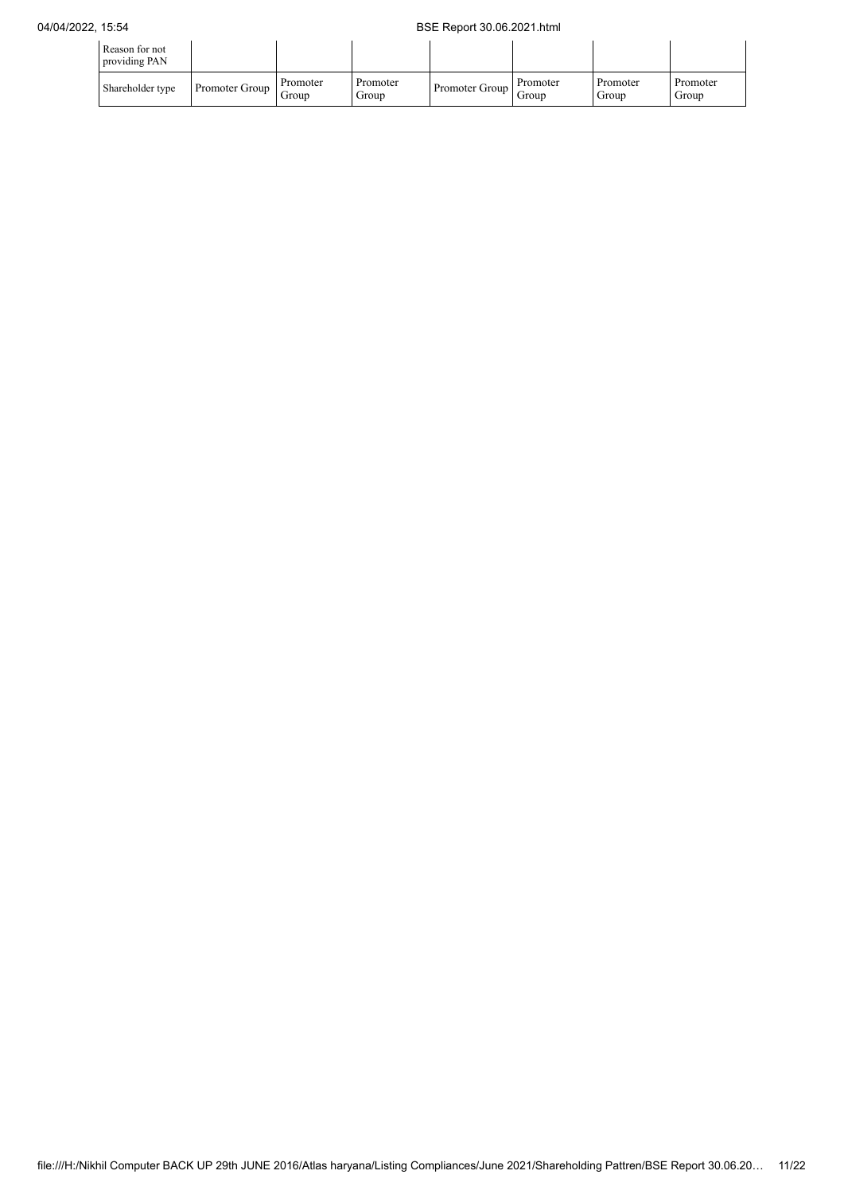| Reason for not providing PAN | | | | | | | |
|---|---|---|---|---|---|---|---|
| Shareholder type | Promoter Group | Promoter Group | Promoter Group | Promoter Group | Promoter Group | Promoter Group | Promoter Group |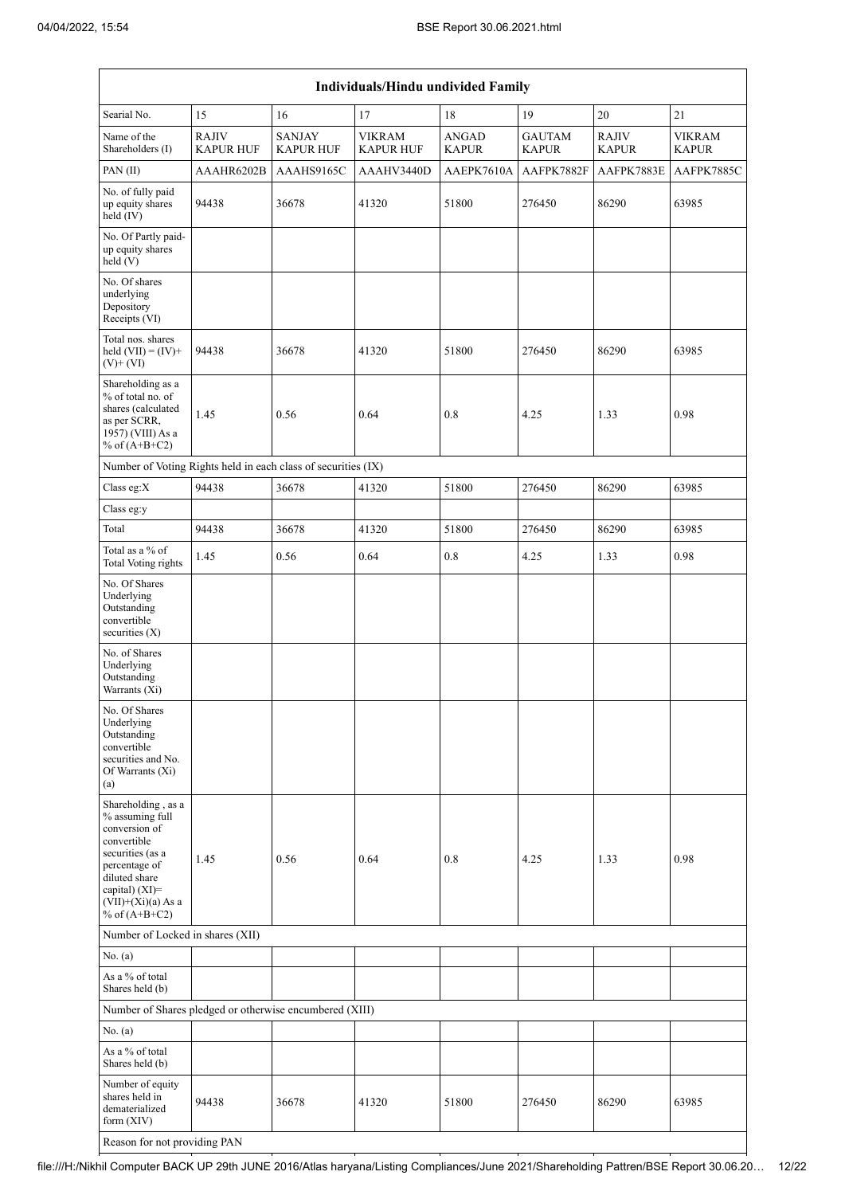| Individuals/Hindu undivided Family | | | | | | | |
|---|---|---|---|---|---|---|---|
| Searial No. | 15 | 16 | 17 | 18 | 19 | 20 | 21 |
| Name of the Shareholders (I) | RAJIV KAPUR HUF | SANJAY KAPUR HUF | VIKRAM KAPUR HUF | ANGAD KAPUR | GAUTAM KAPUR | RAJIV KAPUR | VIKRAM KAPUR |
| PAN (II) | AAAHR6202B | AAAHS9165C | AAAHV3440D | AAEPK7610A | AAFPK7882F | AAFPK7883E | AAFPK7885C |
| No. of fully paid up equity shares held (IV) | 94438 | 36678 | 41320 | 51800 | 276450 | 86290 | 63985 |
| No. Of Partly paid-up equity shares held (V) | | | | | | | |
| No. Of shares underlying Depository Receipts (VI) | | | | | | | |
| Total nos. shares held (VII) = (IV)+ (V)+ (VI) | 94438 | 36678 | 41320 | 51800 | 276450 | 86290 | 63985 |
| Shareholding as a % of total no. of shares (calculated as per SCRR, 1957) (VIII) As a % of (A+B+C2) | 1.45 | 0.56 | 0.64 | 0.8 | 4.25 | 1.33 | 0.98 |
| Number of Voting Rights held in each class of securities (IX) | | | | | | | |
| Class eg:X | 94438 | 36678 | 41320 | 51800 | 276450 | 86290 | 63985 |
| Class eg:y | | | | | | | |
| Total | 94438 | 36678 | 41320 | 51800 | 276450 | 86290 | 63985 |
| Total as a % of Total Voting rights | 1.45 | 0.56 | 0.64 | 0.8 | 4.25 | 1.33 | 0.98 |
| No. Of Shares Underlying Outstanding convertible securities (X) | | | | | | | |
| No. of Shares Underlying Outstanding Warrants (Xi) | | | | | | | |
| No. Of Shares Underlying Outstanding convertible securities and No. Of Warrants (Xi) (a) | | | | | | | |
| Shareholding , as a % assuming full conversion of convertible securities (as a percentage of diluted share capital) (XI)= (VII)+(Xi)(a) As a % of (A+B+C2) | 1.45 | 0.56 | 0.64 | 0.8 | 4.25 | 1.33 | 0.98 |
| Number of Locked in shares (XII) | | | | | | | |
| No. (a) | | | | | | | |
| As a % of total Shares held (b) | | | | | | | |
| Number of Shares pledged or otherwise encumbered (XIII) | | | | | | | |
| No. (a) | | | | | | | |
| As a % of total Shares held (b) | | | | | | | |
| Number of equity shares held in dematerialized form (XIV) | 94438 | 36678 | 41320 | 51800 | 276450 | 86290 | 63985 |
| Reason for not providing PAN | | | | | | | |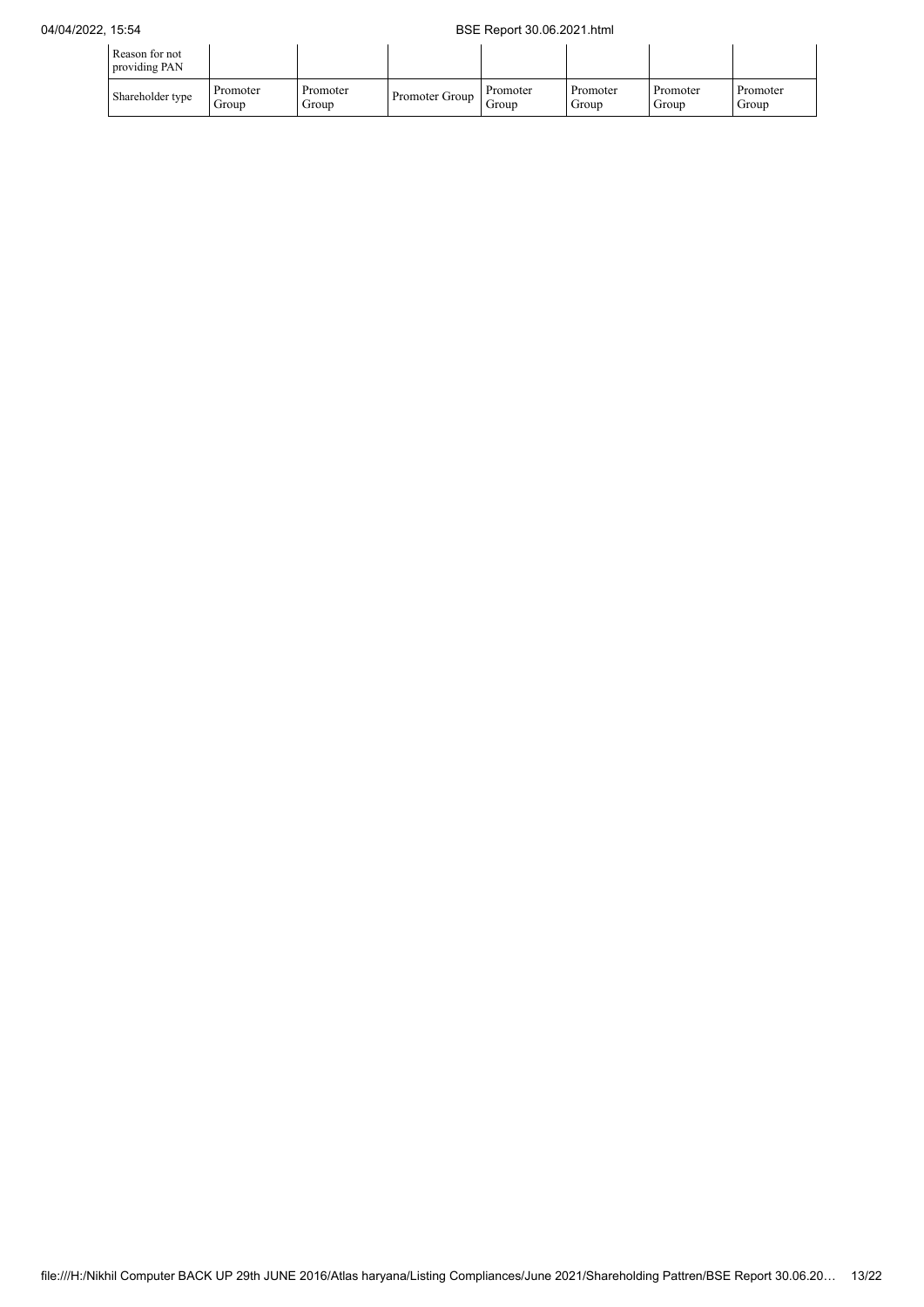| Reason for not providing PAN | | | | | | | |
|---|---|---|---|---|---|---|---|
| Shareholder type | Promoter Group | Promoter Group | Promoter Group | Promoter Group | Promoter Group | Promoter Group | Promoter Group |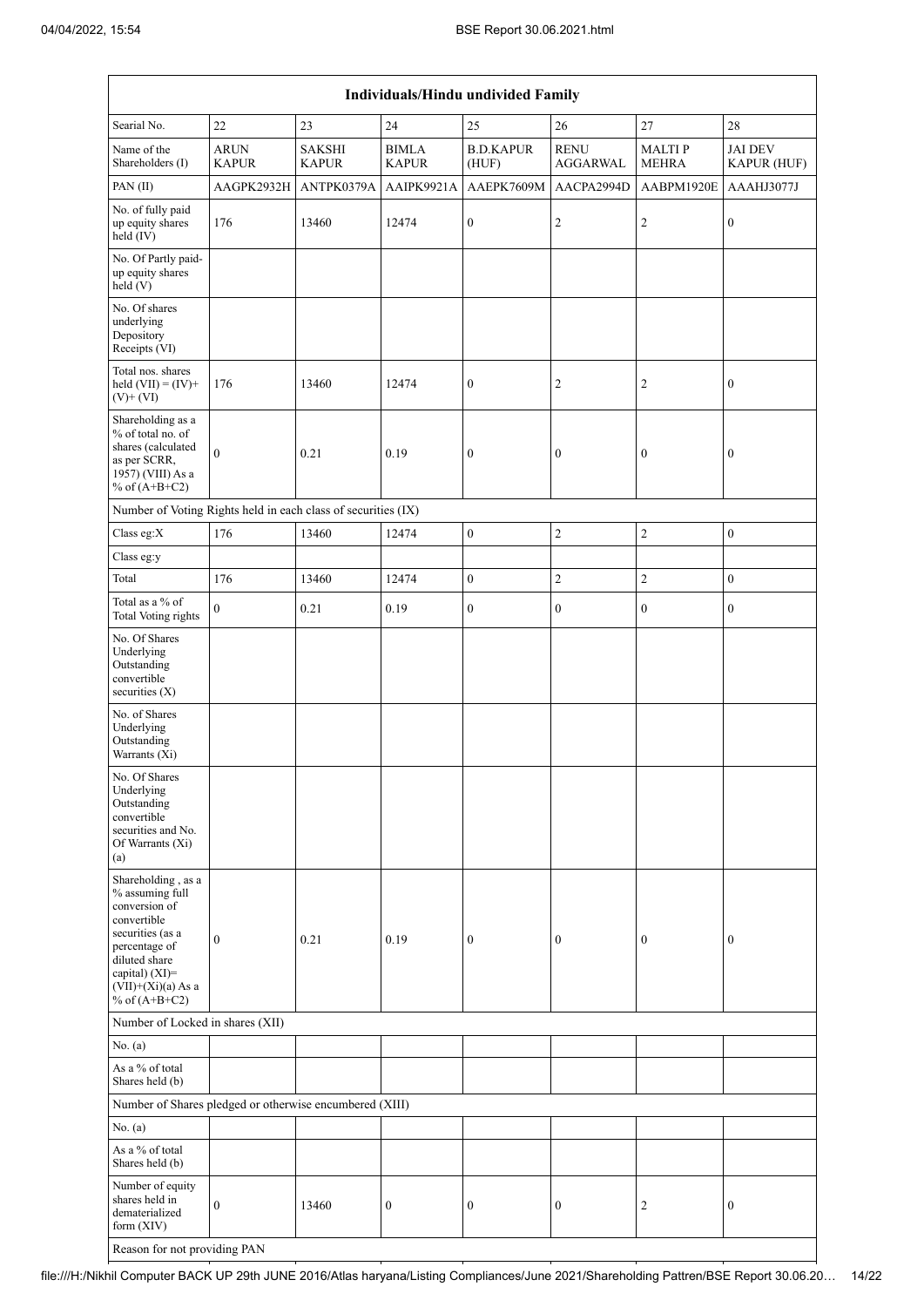| Individuals/Hindu undivided Family | | | | | | | |
|---|---|---|---|---|---|---|---|
| Searial No. | 22 | 23 | 24 | 25 | 26 | 27 | 28 |
| Name of the Shareholders (I) | ARUN KAPUR | SAKSHI KAPUR | BIMLA KAPUR | B.D.KAPUR (HUF) | RENU AGGARWAL | MALTI P MEHRA | JAI DEV KAPUR (HUF) |
| PAN (II) | AAGPK2932H | ANTPK0379A | AAIPK9921A | AAEPK7609M | AACPA2994D | AABPM1920E | AAAHJ3077J |
| No. of fully paid up equity shares held (IV) | 176 | 13460 | 12474 | 0 | 2 | 2 | 0 |
| No. Of Partly paid-up equity shares held (V) | | | | | | | |
| No. Of shares underlying Depository Receipts (VI) | | | | | | | |
| Total nos. shares held (VII) = (IV)+ (V)+ (VI) | 176 | 13460 | 12474 | 0 | 2 | 2 | 0 |
| Shareholding as a % of total no. of shares (calculated as per SCRR, 1957) (VIII) As a % of (A+B+C2) | 0 | 0.21 | 0.19 | 0 | 0 | 0 | 0 |
| Number of Voting Rights held in each class of securities (IX) | | | | | | | |
| Class eg:X | 176 | 13460 | 12474 | 0 | 2 | 2 | 0 |
| Class eg:y | | | | | | | |
| Total | 176 | 13460 | 12474 | 0 | 2 | 2 | 0 |
| Total as a % of Total Voting rights | 0 | 0.21 | 0.19 | 0 | 0 | 0 | 0 |
| No. Of Shares Underlying Outstanding convertible securities (X) | | | | | | | |
| No. of Shares Underlying Outstanding Warrants (Xi) | | | | | | | |
| No. Of Shares Underlying Outstanding convertible securities and No. Of Warrants (Xi) (a) | | | | | | | |
| Shareholding , as a % assuming full conversion of convertible securities (as a percentage of diluted share capital) (XI)= (VII)+(Xi)(a) As a % of (A+B+C2) | 0 | 0.21 | 0.19 | 0 | 0 | 0 | 0 |
| Number of Locked in shares (XII) | | | | | | | |
| No. (a) | | | | | | | |
| As a % of total Shares held (b) | | | | | | | |
| Number of Shares pledged or otherwise encumbered (XIII) | | | | | | | |
| No. (a) | | | | | | | |
| As a % of total Shares held (b) | | | | | | | |
| Number of equity shares held in dematerialized form (XIV) | 0 | 13460 | 0 | 0 | 0 | 2 | 0 |
| Reason for not providing PAN | | | | | | | |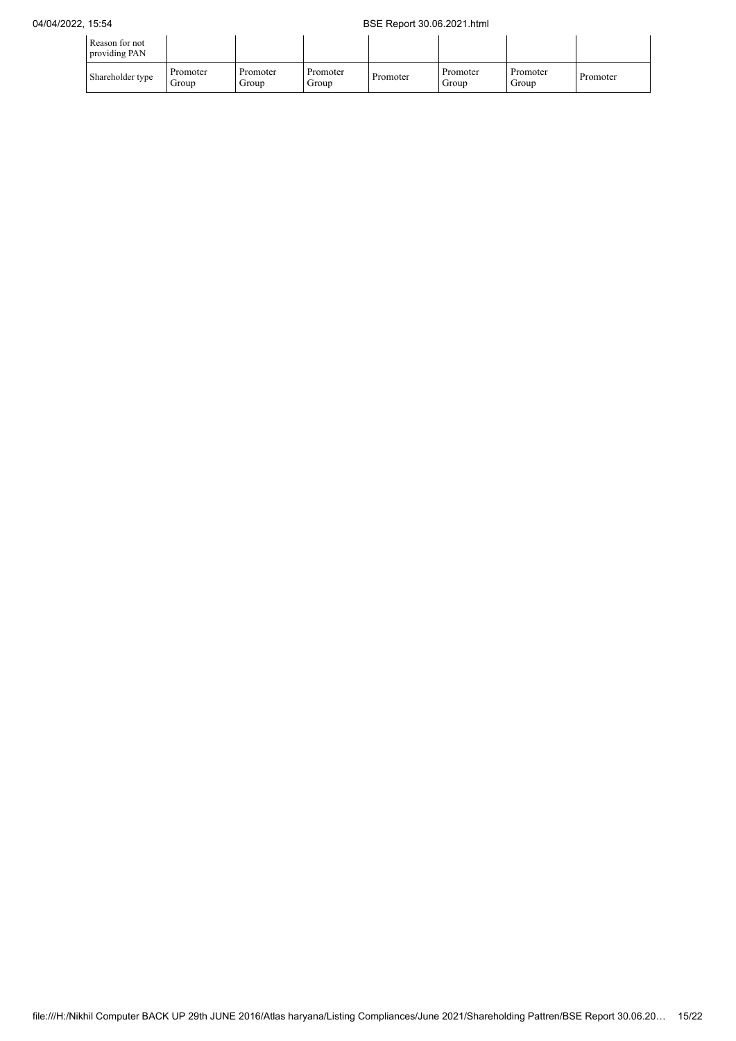| Reason for not providing PAN | | | | | | | |
|---|---|---|---|---|---|---|---|
| Shareholder type | Promoter Group | Promoter Group | Promoter Group | Promoter | Promoter Group | Promoter Group | Promoter |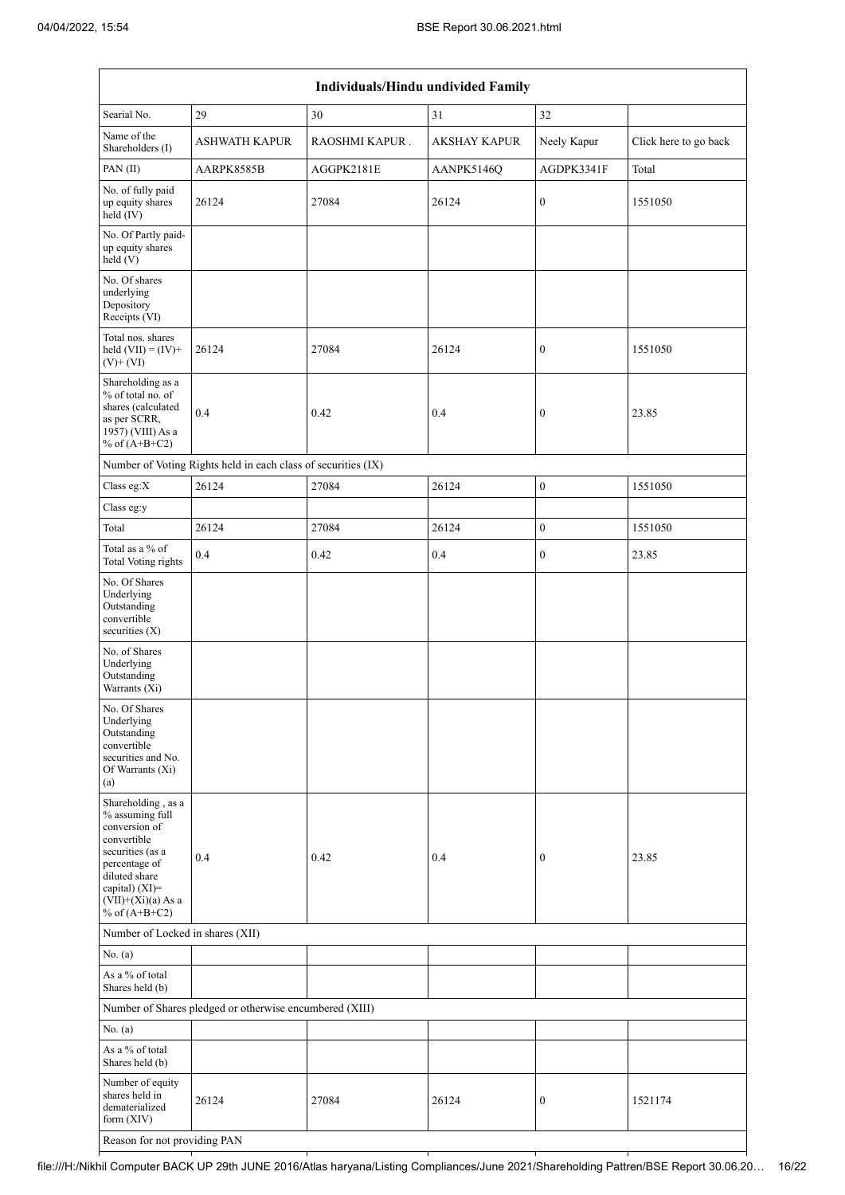| Individuals/Hindu undivided Family | | | | | |
|---|---|---|---|---|---|
| Searial No. | 29 | 30 | 31 | 32 | |
| Name of the Shareholders (I) | ASHWATH KAPUR | RAOSHMI KAPUR . | AKSHAY KAPUR | Neely Kapur | Click here to go back |
| PAN (II) | AARPK8585B | AGGPK2181E | AANPK5146Q | AGDPK3341F | Total |
| No. of fully paid up equity shares held (IV) | 26124 | 27084 | 26124 | 0 | 1551050 |
| No. Of Partly paid-up equity shares held (V) | | | | | |
| No. Of shares underlying Depository Receipts (VI) | | | | | |
| Total nos. shares held (VII) = (IV)+(V)+ (VI) | 26124 | 27084 | 26124 | 0 | 1551050 |
| Shareholding as a % of total no. of shares (calculated as per SCRR, 1957) (VIII) As a % of (A+B+C2) | 0.4 | 0.42 | 0.4 | 0 | 23.85 |
| Number of Voting Rights held in each class of securities (IX) | | | | | |
| Class eg:X | 26124 | 27084 | 26124 | 0 | 1551050 |
| Class eg:y | | | | | |
| Total | 26124 | 27084 | 26124 | 0 | 1551050 |
| Total as a % of Total Voting rights | 0.4 | 0.42 | 0.4 | 0 | 23.85 |
| No. Of Shares Underlying Outstanding convertible securities (X) | | | | | |
| No. of Shares Underlying Outstanding Warrants (Xi) | | | | | |
| No. Of Shares Underlying Outstanding convertible securities and No. Of Warrants (Xi) (a) | | | | | |
| Shareholding , as a % assuming full conversion of convertible securities (as a percentage of diluted share capital) (XI)= (VII)+(Xi)(a) As a % of (A+B+C2) | 0.4 | 0.42 | 0.4 | 0 | 23.85 |
| Number of Locked in shares (XII) | | | | | |
| No. (a) | | | | | |
| As a % of total Shares held (b) | | | | | |
| Number of Shares pledged or otherwise encumbered (XIII) | | | | | |
| No. (a) | | | | | |
| As a % of total Shares held (b) | | | | | |
| Number of equity shares held in dematerialized form (XIV) | 26124 | 27084 | 26124 | 0 | 1521174 |
| Reason for not providing PAN | | | | | |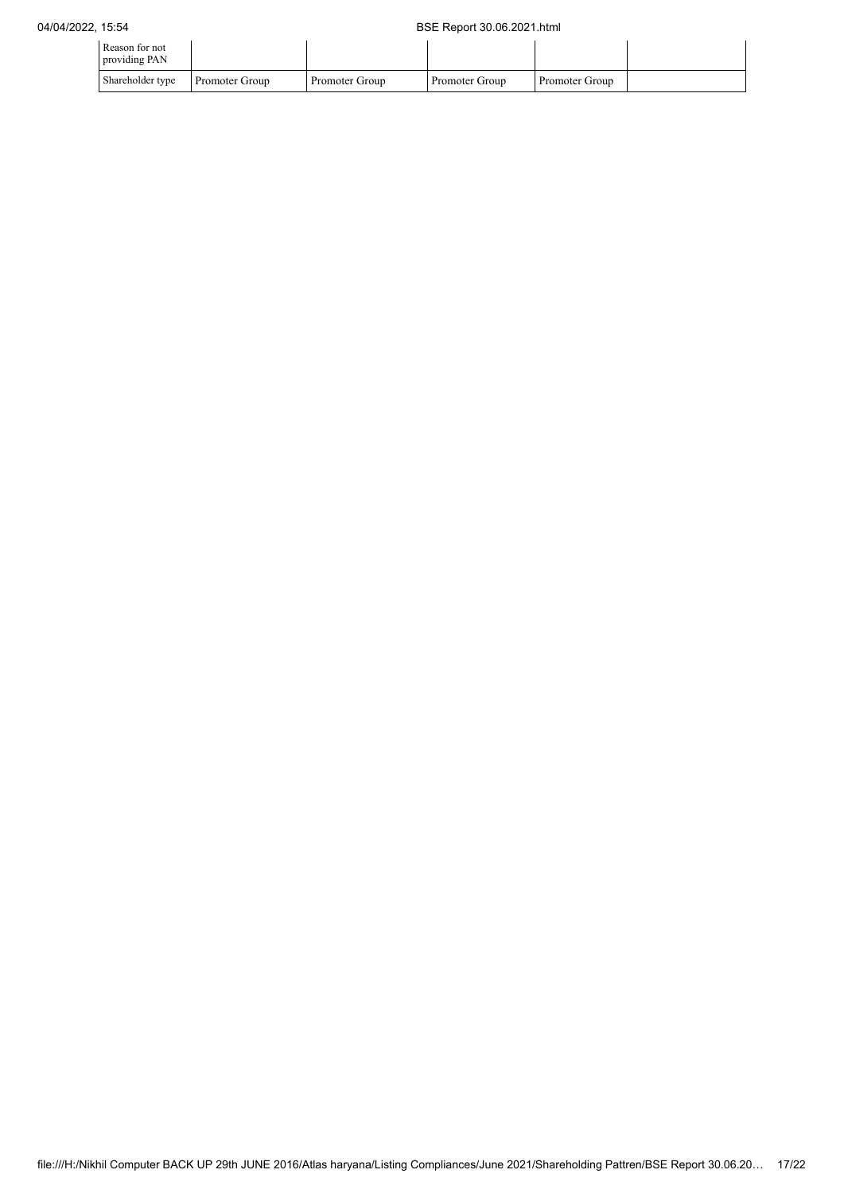| Reason for not providing PAN | | | | | |
|---|---|---|---|---|---|
| Shareholder type | Promoter Group | Promoter Group | Promoter Group | Promoter Group | |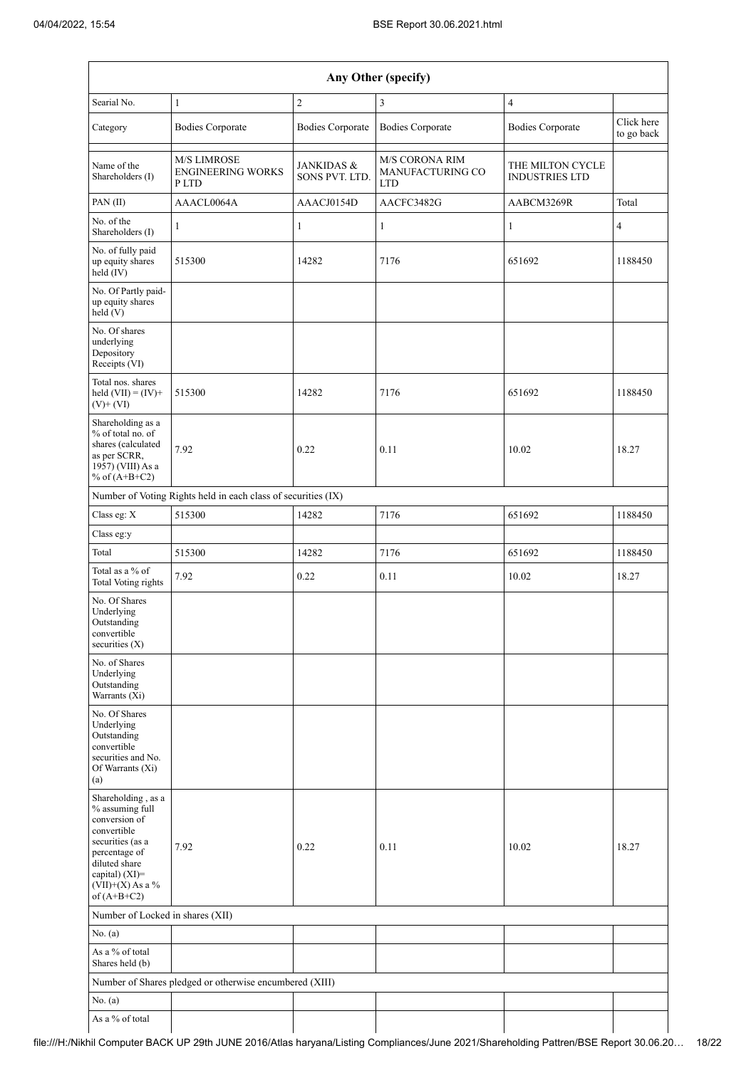| Any Other (specify) | | | | | |
|---|---|---|---|---|---|
| Searial No. | 1 | 2 | 3 | 4 | |
| Category | Bodies Corporate | Bodies Corporate | Bodies Corporate | Bodies Corporate | Click here to go back |
| Name of the Shareholders (I) | M/S LIMROSE ENGINEERING WORKS P LTD | JANKIDAS & SONS PVT. LTD. | M/S CORONA RIM MANUFACTURING CO LTD | THE MILTON CYCLE INDUSTRIES LTD | |
| PAN (II) | AAACL0064A | AAACJ0154D | AACFC3482G | AABCM3269R | Total |
| No. of the Shareholders (I) | 1 | 1 | 1 | 1 | 4 |
| No. of fully paid up equity shares held (IV) | 515300 | 14282 | 7176 | 651692 | 1188450 |
| No. Of Partly paid-up equity shares held (V) | | | | | |
| No. Of shares underlying Depository Receipts (VI) | | | | | |
| Total nos. shares held (VII) = (IV)+(V)+ (VI) | 515300 | 14282 | 7176 | 651692 | 1188450 |
| Shareholding as a % of total no. of shares (calculated as per SCRR, 1957) (VIII) As a % of (A+B+C2) | 7.92 | 0.22 | 0.11 | 10.02 | 18.27 |
| Number of Voting Rights held in each class of securities (IX) | | | | | |
| Class eg: X | 515300 | 14282 | 7176 | 651692 | 1188450 |
| Class eg:y | | | | | |
| Total | 515300 | 14282 | 7176 | 651692 | 1188450 |
| Total as a % of Total Voting rights | 7.92 | 0.22 | 0.11 | 10.02 | 18.27 |
| No. Of Shares Underlying Outstanding convertible securities (X) | | | | | |
| No. of Shares Underlying Outstanding Warrants (Xi) | | | | | |
| No. Of Shares Underlying Outstanding convertible securities and No. Of Warrants (Xi) (a) | | | | | |
| Shareholding , as a % assuming full conversion of convertible securities (as a percentage of diluted share capital) (XI)= (VII)+(X) As a % of (A+B+C2) | 7.92 | 0.22 | 0.11 | 10.02 | 18.27 |
| Number of Locked in shares (XII) | | | | | |
| No. (a) | | | | | |
| As a % of total Shares held (b) | | | | | |
| Number of Shares pledged or otherwise encumbered (XIII) | | | | | |
| No. (a) | | | | | |
| As a % of total | | | | | |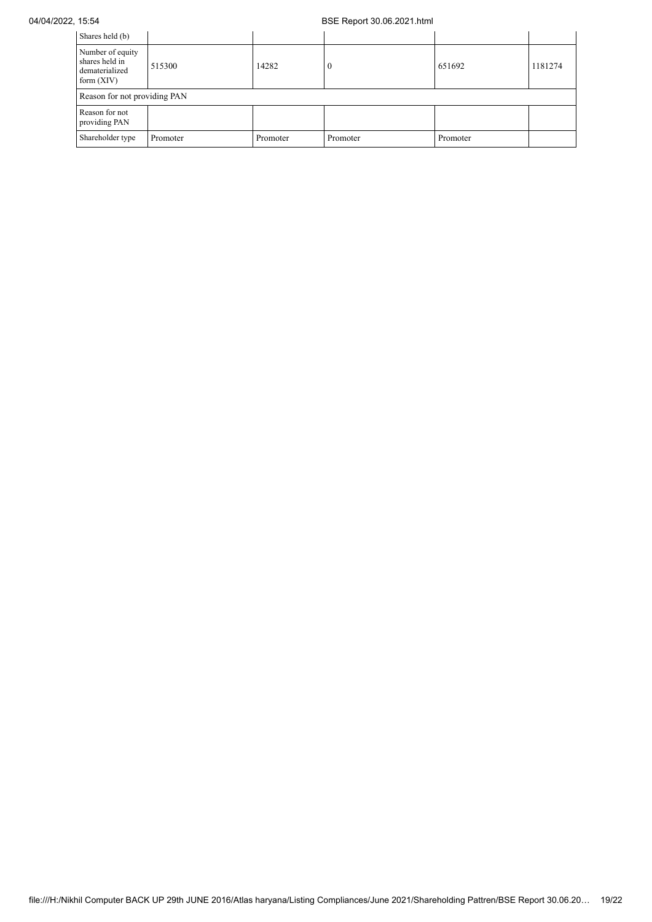| Shares held (b) | | | | | |
|---|---|---|---|---|---|
| Number of equity shares held in dematerialized form (XIV) | 515300 | 14282 | 0 | 651692 | 1181274 |
| Reason for not providing PAN | | | | | |
| Reason for not providing PAN | | | | | |
| Shareholder type | Promoter | Promoter | Promoter | Promoter | |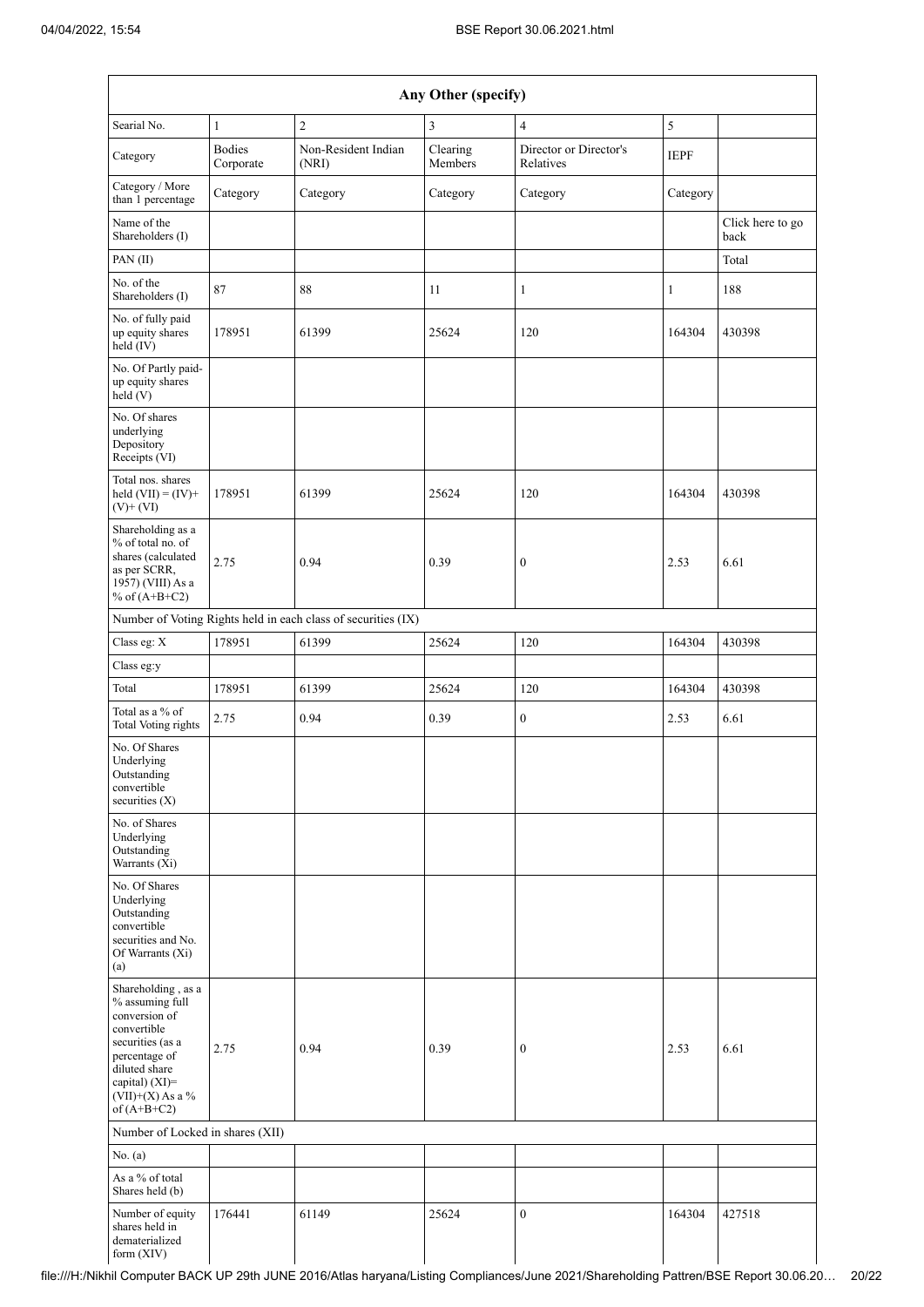| Any Other (specify) | | | | | | |
|---|---|---|---|---|---|---|
| Searial No. | 1 | 2 | 3 | 4 | 5 | |
| Category | Bodies Corporate | Non-Resident Indian (NRI) | Clearing Members | Director or Director's Relatives | IEPF | |
| Category / More than 1 percentage | Category | Category | Category | Category | Category | |
| Name of the Shareholders (I) | | | | | | Click here to go back |
| PAN (II) | | | | | | Total |
| No. of the Shareholders (I) | 87 | 88 | 11 | 1 | 1 | 188 |
| No. of fully paid up equity shares held (IV) | 178951 | 61399 | 25624 | 120 | 164304 | 430398 |
| No. Of Partly paid-up equity shares held (V) | | | | | | |
| No. Of shares underlying Depository Receipts (VI) | | | | | | |
| Total nos. shares held (VII) = (IV)+ (V)+ (VI) | 178951 | 61399 | 25624 | 120 | 164304 | 430398 |
| Shareholding as a % of total no. of shares (calculated as per SCRR, 1957) (VIII) As a % of (A+B+C2) | 2.75 | 0.94 | 0.39 | 0 | 2.53 | 6.61 |
| Number of Voting Rights held in each class of securities (IX) | | | | | | |
| Class eg: X | 178951 | 61399 | 25624 | 120 | 164304 | 430398 |
| Class eg:y | | | | | | |
| Total | 178951 | 61399 | 25624 | 120 | 164304 | 430398 |
| Total as a % of Total Voting rights | 2.75 | 0.94 | 0.39 | 0 | 2.53 | 6.61 |
| No. Of Shares Underlying Outstanding convertible securities (X) | | | | | | |
| No. of Shares Underlying Outstanding Warrants (Xi) | | | | | | |
| No. Of Shares Underlying Outstanding convertible securities and No. Of Warrants (Xi) (a) | | | | | | |
| Shareholding , as a % assuming full conversion of convertible securities (as a percentage of diluted share capital) (XI)= (VII)+(X) As a % of (A+B+C2) | 2.75 | 0.94 | 0.39 | 0 | 2.53 | 6.61 |
| Number of Locked in shares (XII) | | | | | | |
| No. (a) | | | | | | |
| As a % of total Shares held (b) | | | | | | |
| Number of equity shares held in dematerialized form (XIV) | 176441 | 61149 | 25624 | 0 | 164304 | 427518 |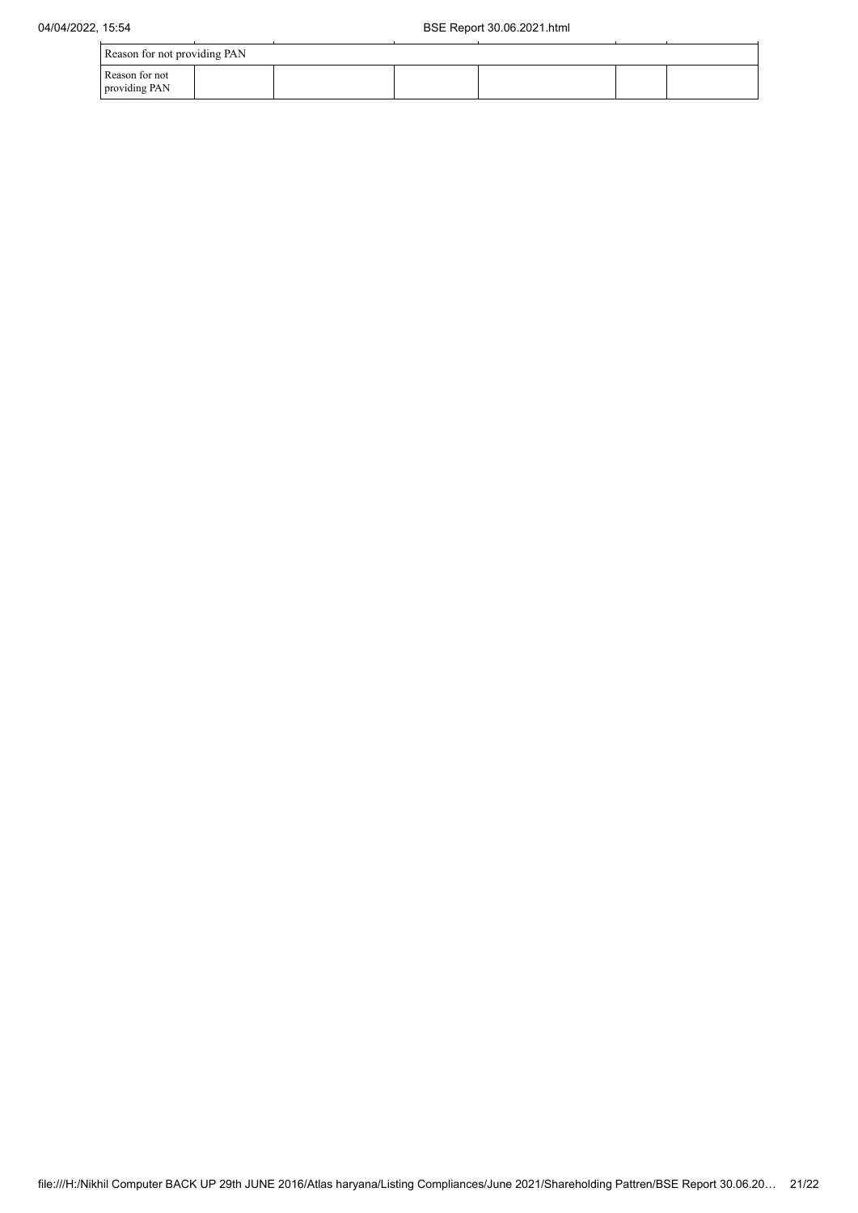| Reason for not providing PAN | | | | | | |
|---|---|---|---|---|---|---|
| Reason for not providing PAN | | | | | | |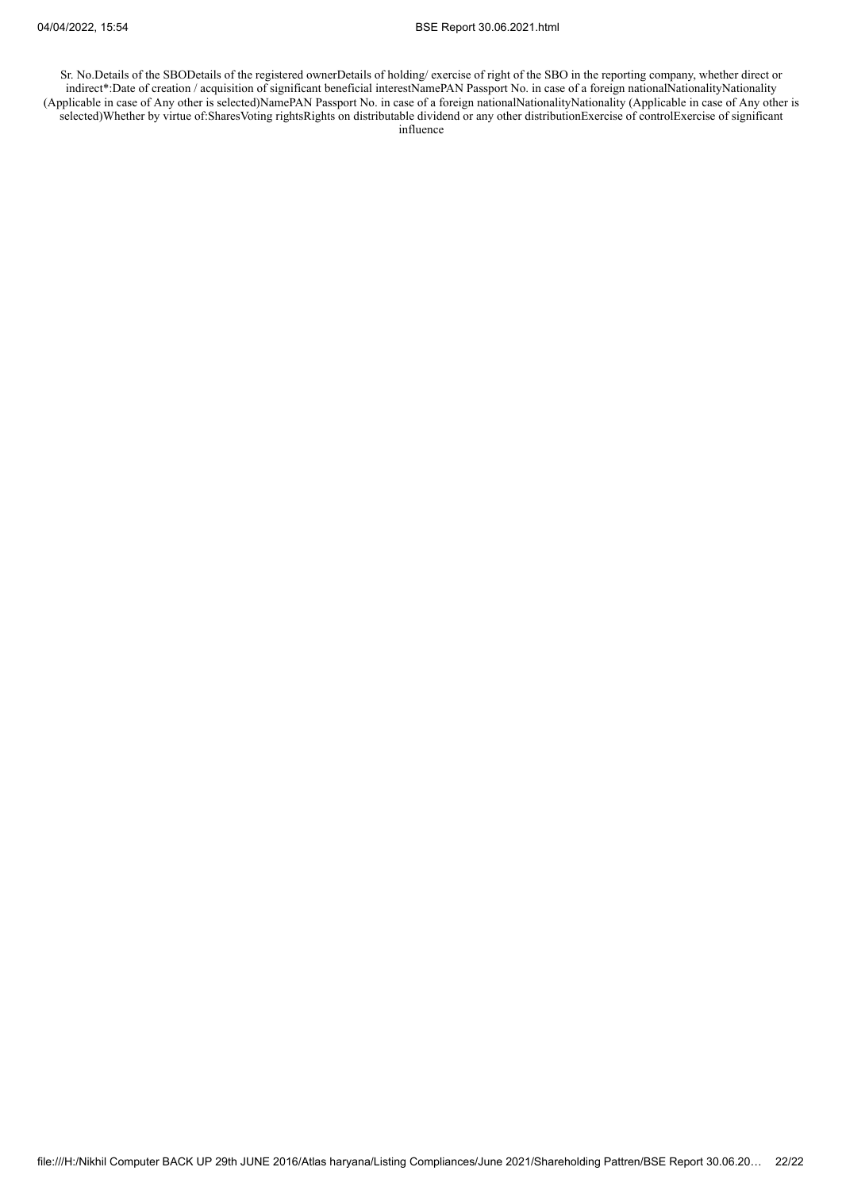Sr. No.Details of the SBODetails of the registered ownerDetails of holding/ exercise of right of the SBO in the reporting company, whether direct or indirect*:Date of creation / acquisition of significant beneficial interestNamePAN Passport No. in case of a foreign nationalNationalityNationality (Applicable in case of Any other is selected)NamePAN Passport No. in case of a foreign nationalNationalityNationality (Applicable in case of Any other is selected)Whether by virtue of:SharesVoting rightsRights on distributable dividend or any other distributionExercise of controlExercise of significant influence